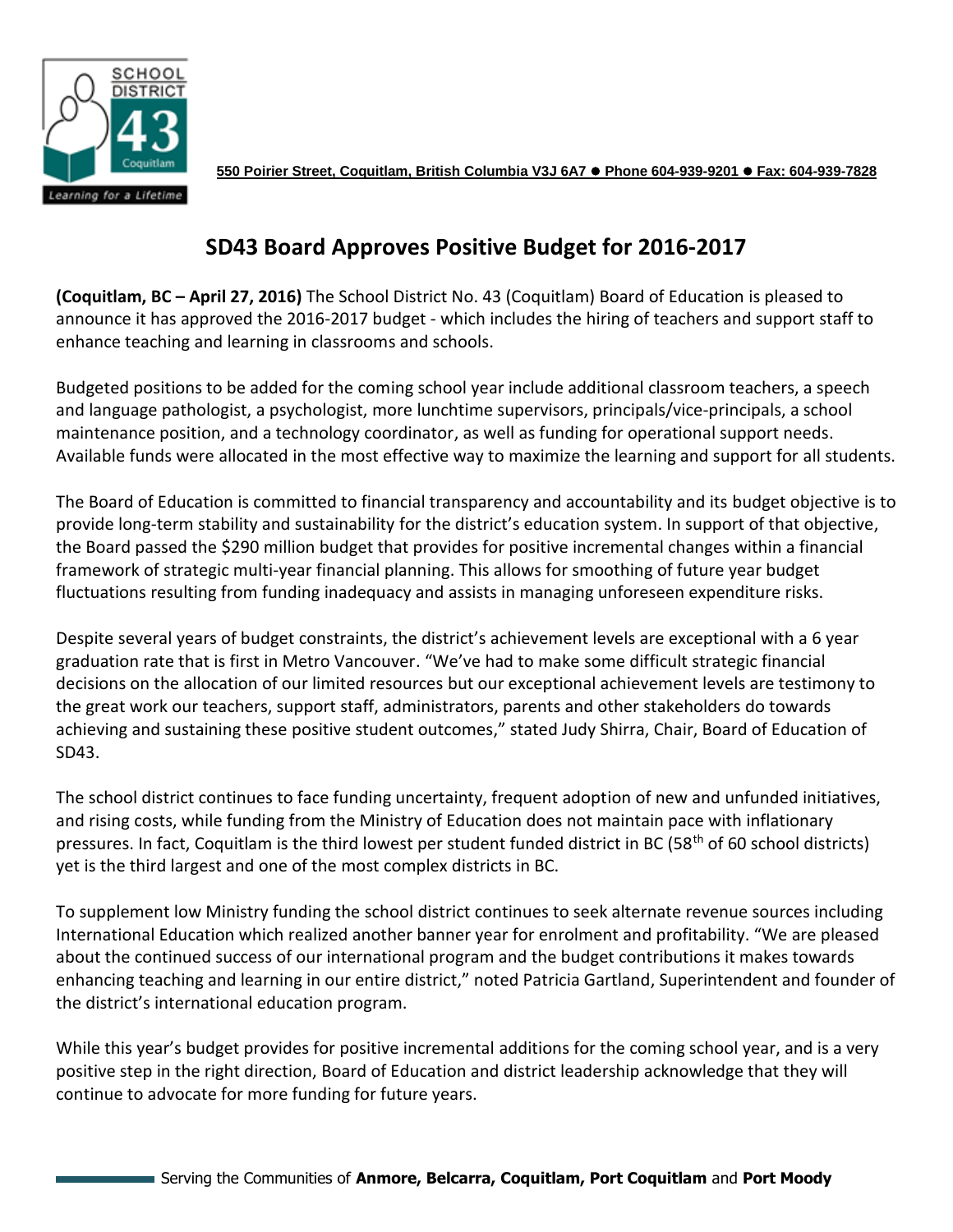SCHOOL DISTRICT 43 Coquitlam

*Learning for a Lifetime*

550 Poirier Street, Coquitlam, British Columbia V3J 6A7 ● Phone 604-939-9201 ● Fax: 604-939-7828

# SD43 Board Approves Positive Budget for 2016-2017

**(Coquitlam, BC – April 27, 2016)** The School District No. 43 (Coquitlam) Board of Education is pleased to announce it has approved the 2016-2017 budget - which includes the hiring of teachers and support staff to enhance teaching and learning in classrooms and schools.

Budgeted positions to be added for the coming school year include additional classroom teachers, a speech and language pathologist, a psychologist, more lunchtime supervisors, principals/vice-principals, a school maintenance position, and a technology coordinator, as well as funding for operational support needs. Available funds were allocated in the most effective way to maximize the learning and support for all students.

The Board of Education is committed to financial transparency and accountability and its budget objective is to provide long-term stability and sustainability for the district's education system. In support of that objective, the Board passed the $290 million budget that provides for positive incremental changes within a financial framework of strategic multi-year financial planning. This allows for smoothing of future year budget fluctuations resulting from funding inadequacy and assists in managing unforeseen expenditure risks.

Despite several years of budget constraints, the district's achievement levels are exceptional with a 6 year graduation rate that is first in Metro Vancouver. "We've had to make some difficult strategic financial decisions on the allocation of our limited resources but our exceptional achievement levels are testimony to the great work our teachers, support staff, administrators, parents and other stakeholders do towards achieving and sustaining these positive student outcomes," stated Judy Shirra, Chair, Board of Education of SD43.

The school district continues to face funding uncertainty, frequent adoption of new and unfunded initiatives, and rising costs, while funding from the Ministry of Education does not maintain pace with inflationary pressures. In fact, Coquitlam is the third lowest per student funded district in BC (58th of 60 school districts) yet is the third largest and one of the most complex districts in BC.

To supplement low Ministry funding the school district continues to seek alternate revenue sources including International Education which realized another banner year for enrolment and profitability. "We are pleased about the continued success of our international program and the budget contributions it makes towards enhancing teaching and learning in our entire district," noted Patricia Gartland, Superintendent and founder of the district's international education program.

While this year's budget provides for positive incremental additions for the coming school year, and is a very positive step in the right direction, Board of Education and district leadership acknowledge that they will continue to advocate for more funding for future years.

Serving the Communities of **Anmore, Belcarra, Coquitlam, Port Coquitlam** and **Port Moody**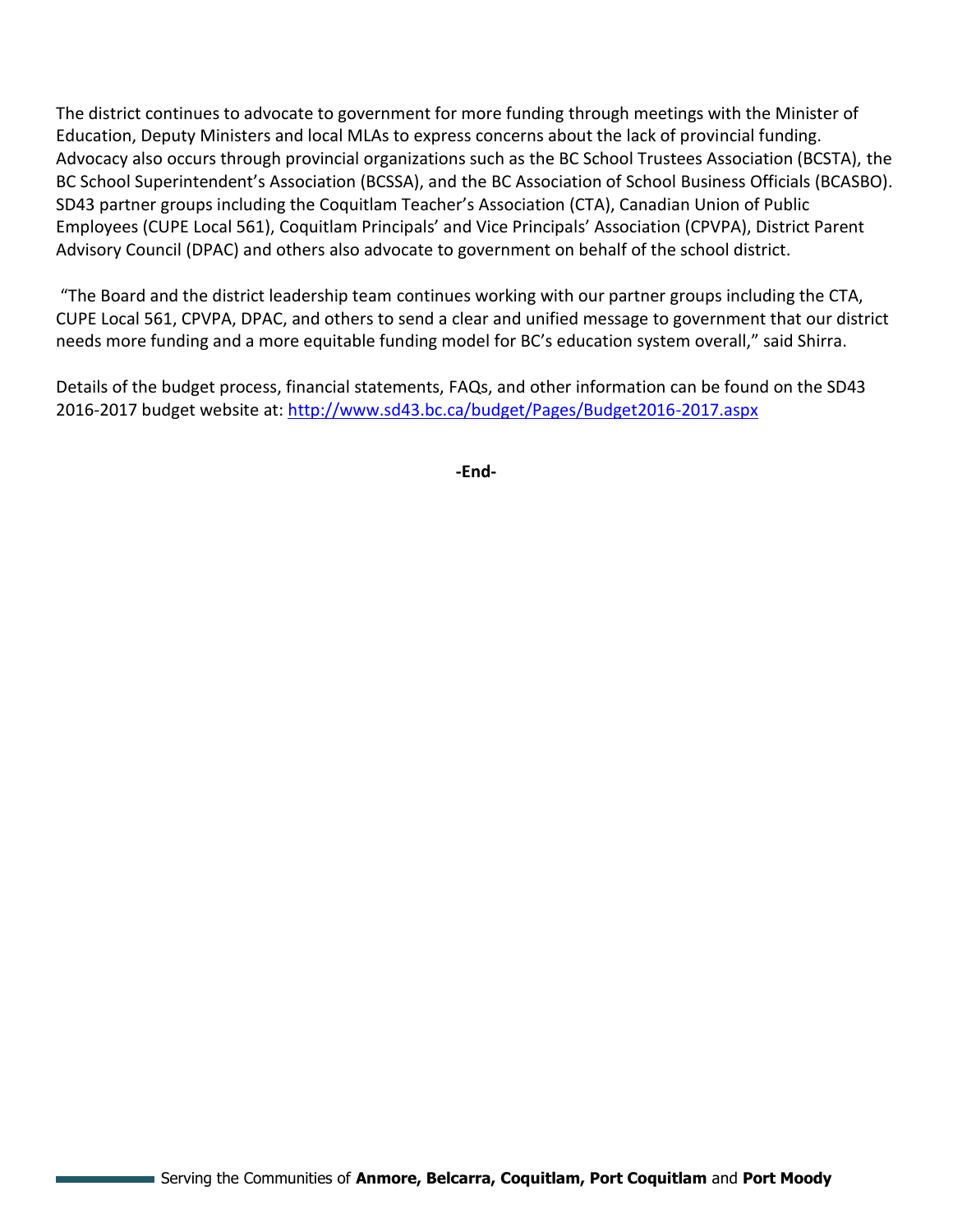The district continues to advocate to government for more funding through meetings with the Minister of Education, Deputy Ministers and local MLAs to express concerns about the lack of provincial funding. Advocacy also occurs through provincial organizations such as the BC School Trustees Association (BCSTA), the BC School Superintendent's Association (BCSSA), and the BC Association of School Business Officials (BCASBO). SD43 partner groups including the Coquitlam Teacher's Association (CTA), Canadian Union of Public Employees (CUPE Local 561), Coquitlam Principals' and Vice Principals' Association (CPVPA), District Parent Advisory Council (DPAC) and others also advocate to government on behalf of the school district.

"The Board and the district leadership team continues working with our partner groups including the CTA, CUPE Local 561, CPVPA, DPAC, and others to send a clear and unified message to government that our district needs more funding and a more equitable funding model for BC's education system overall," said Shirra.

Details of the budget process, financial statements, FAQs, and other information can be found on the SD43 2016-2017 budget website at: http://www.sd43.bc.ca/budget/Pages/Budget2016-2017.aspx

**-End-**

Serving the Communities of **Anmore, Belcarra, Coquitlam, Port Coquitlam** and **Port Moody**